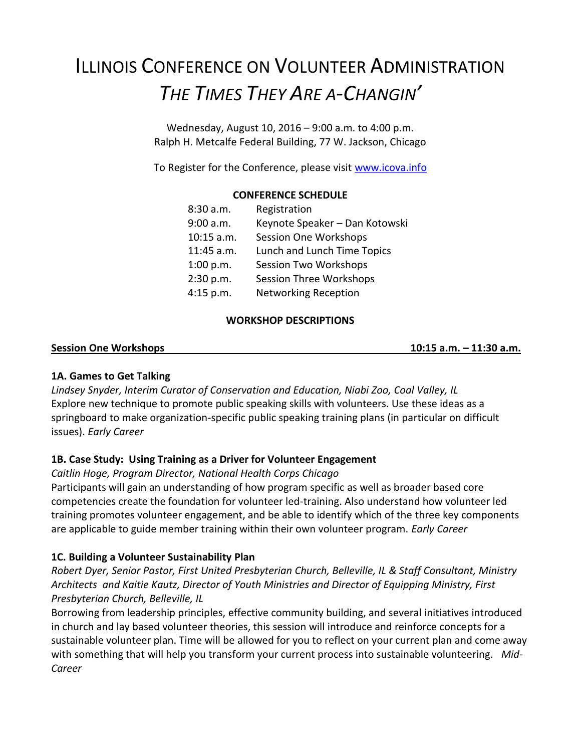# ILLINOIS CONFERENCE ON VOLUNTEER ADMINISTRATION
# *THE TIMES THEY ARE A-CHANGIN'*

Wednesday, August 10, 2016 – 9:00 a.m. to 4:00 p.m.
Ralph H. Metcalfe Federal Building, 77 W. Jackson, Chicago

To Register for the Conference, please visit www.icova.info

**CONFERENCE SCHEDULE**

| | |
|---|---|
| 8:30 a.m. | Registration |
| 9:00 a.m. | Keynote Speaker – Dan Kotowski |
| 10:15 a.m. | Session One Workshops |
| 11:45 a.m. | Lunch and Lunch Time Topics |
| 1:00 p.m. | Session Two Workshops |
| 2:30 p.m. | Session Three Workshops |
| 4:15 p.m. | Networking Reception |

**WORKSHOP DESCRIPTIONS**

## Session One Workshops — 10:15 a.m. – 11:30 a.m.

### 1A. Games to Get Talking

*Lindsey Snyder, Interim Curator of Conservation and Education, Niabi Zoo, Coal Valley, IL*
Explore new technique to promote public speaking skills with volunteers. Use these ideas as a springboard to make organization-specific public speaking training plans (in particular on difficult issues). *Early Career*

### 1B. Case Study: Using Training as a Driver for Volunteer Engagement

*Caitlin Hoge, Program Director, National Health Corps Chicago*
Participants will gain an understanding of how program specific as well as broader based core competencies create the foundation for volunteer led-training. Also understand how volunteer led training promotes volunteer engagement, and be able to identify which of the three key components are applicable to guide member training within their own volunteer program. *Early Career*

### 1C. Building a Volunteer Sustainability Plan

*Robert Dyer, Senior Pastor, First United Presbyterian Church, Belleville, IL & Staff Consultant, Ministry Architects and Kaitie Kautz, Director of Youth Ministries and Director of Equipping Ministry, First Presbyterian Church, Belleville, IL*
Borrowing from leadership principles, effective community building, and several initiatives introduced in church and lay based volunteer theories, this session will introduce and reinforce concepts for a sustainable volunteer plan. Time will be allowed for you to reflect on your current plan and come away with something that will help you transform your current process into sustainable volunteering. *Mid-Career*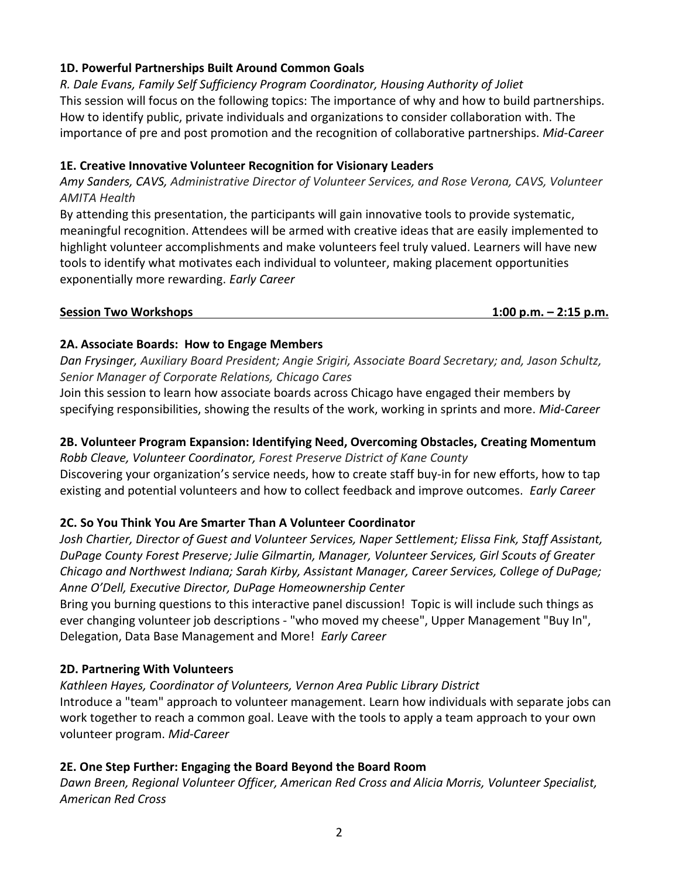**1D. Powerful Partnerships Built Around Common Goals**

*R. Dale Evans, Family Self Sufficiency Program Coordinator, Housing Authority of Joliet*

This session will focus on the following topics: The importance of why and how to build partnerships. How to identify public, private individuals and organizations to consider collaboration with. The importance of pre and post promotion and the recognition of collaborative partnerships. *Mid-Career*

**1E. Creative Innovative Volunteer Recognition for Visionary Leaders**

*Amy Sanders, CAVS, Administrative Director of Volunteer Services, and Rose Verona, CAVS, Volunteer AMITA Health*

By attending this presentation, the participants will gain innovative tools to provide systematic, meaningful recognition. Attendees will be armed with creative ideas that are easily implemented to highlight volunteer accomplishments and make volunteers feel truly valued. Learners will have new tools to identify what motivates each individual to volunteer, making placement opportunities exponentially more rewarding. *Early Career*

**Session Two Workshops 1:00 p.m. – 2:15 p.m.**

**2A. Associate Boards: How to Engage Members**

*Dan Frysinger, Auxiliary Board President; Angie Srigiri, Associate Board Secretary; and, Jason Schultz, Senior Manager of Corporate Relations, Chicago Cares*

Join this session to learn how associate boards across Chicago have engaged their members by specifying responsibilities, showing the results of the work, working in sprints and more. *Mid-Career*

**2B. Volunteer Program Expansion: Identifying Need, Overcoming Obstacles, Creating Momentum**

*Robb Cleave, Volunteer Coordinator, Forest Preserve District of Kane County*

Discovering your organization's service needs, how to create staff buy-in for new efforts, how to tap existing and potential volunteers and how to collect feedback and improve outcomes. *Early Career*

**2C. So You Think You Are Smarter Than A Volunteer Coordinator**

*Josh Chartier, Director of Guest and Volunteer Services, Naper Settlement; Elissa Fink, Staff Assistant, DuPage County Forest Preserve; Julie Gilmartin, Manager, Volunteer Services, Girl Scouts of Greater Chicago and Northwest Indiana; Sarah Kirby, Assistant Manager, Career Services, College of DuPage; Anne O'Dell, Executive Director, DuPage Homeownership Center*

Bring you burning questions to this interactive panel discussion! Topic is will include such things as ever changing volunteer job descriptions - "who moved my cheese", Upper Management "Buy In", Delegation, Data Base Management and More! *Early Career*

**2D. Partnering With Volunteers**

*Kathleen Hayes, Coordinator of Volunteers, Vernon Area Public Library District*

Introduce a "team" approach to volunteer management. Learn how individuals with separate jobs can work together to reach a common goal. Leave with the tools to apply a team approach to your own volunteer program. *Mid-Career*

**2E. One Step Further: Engaging the Board Beyond the Board Room**

*Dawn Breen, Regional Volunteer Officer, American Red Cross and Alicia Morris, Volunteer Specialist, American Red Cross*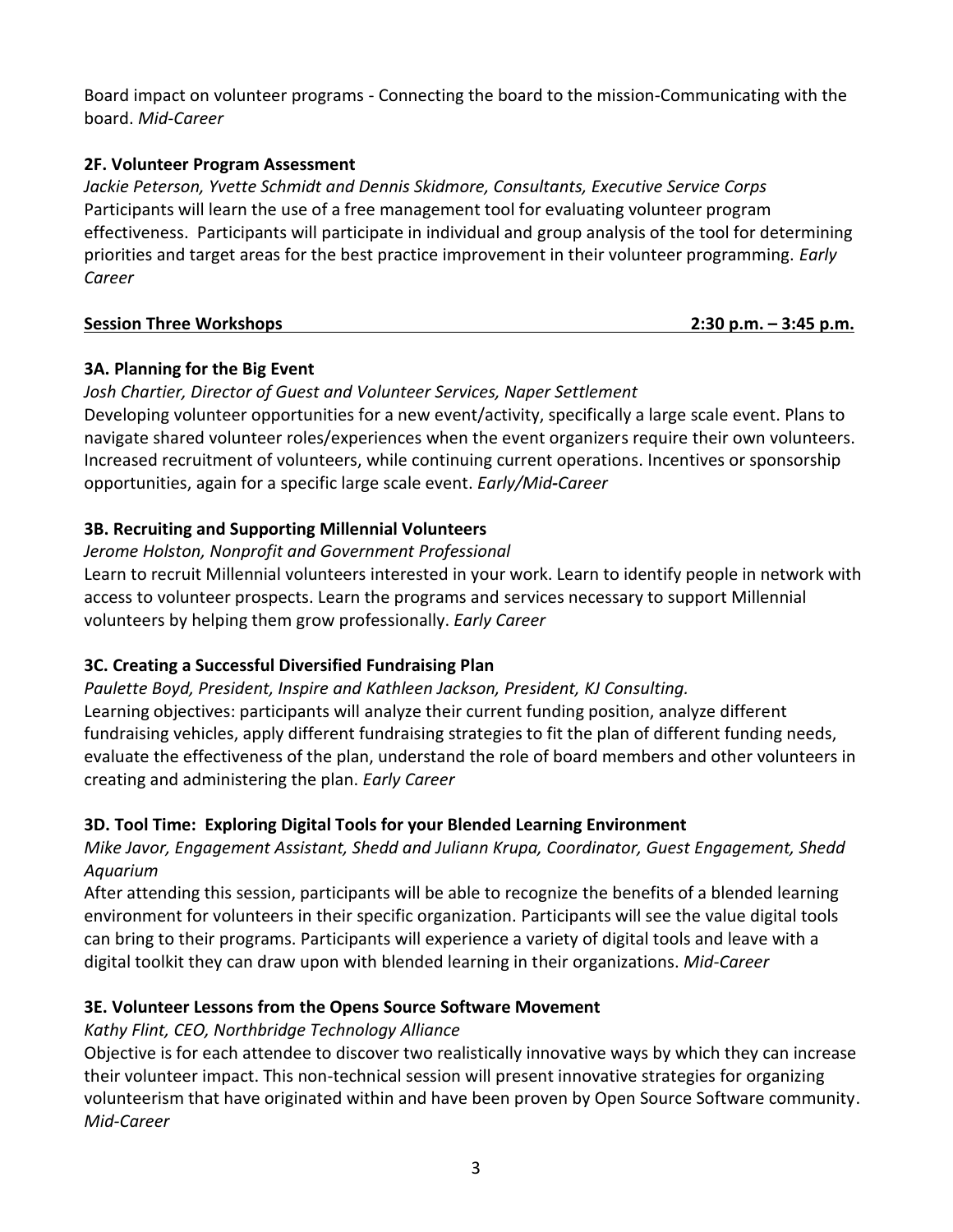Board impact on volunteer programs - Connecting the board to the mission-Communicating with the board. *Mid-Career*

**2F. Volunteer Program Assessment**

*Jackie Peterson, Yvette Schmidt and Dennis Skidmore, Consultants, Executive Service Corps*
Participants will learn the use of a free management tool for evaluating volunteer program effectiveness. Participants will participate in individual and group analysis of the tool for determining priorities and target areas for the best practice improvement in their volunteer programming. *Early Career*

**Session Three Workshops** **2:30 p.m. – 3:45 p.m.**

**3A. Planning for the Big Event**

*Josh Chartier, Director of Guest and Volunteer Services, Naper Settlement*
Developing volunteer opportunities for a new event/activity, specifically a large scale event. Plans to navigate shared volunteer roles/experiences when the event organizers require their own volunteers. Increased recruitment of volunteers, while continuing current operations. Incentives or sponsorship opportunities, again for a specific large scale event. *Early/Mid-Career*

**3B. Recruiting and Supporting Millennial Volunteers**

*Jerome Holston, Nonprofit and Government Professional*
Learn to recruit Millennial volunteers interested in your work. Learn to identify people in network with access to volunteer prospects. Learn the programs and services necessary to support Millennial volunteers by helping them grow professionally. *Early Career*

**3C. Creating a Successful Diversified Fundraising Plan**

*Paulette Boyd, President, Inspire and Kathleen Jackson, President, KJ Consulting.*
Learning objectives: participants will analyze their current funding position, analyze different fundraising vehicles, apply different fundraising strategies to fit the plan of different funding needs, evaluate the effectiveness of the plan, understand the role of board members and other volunteers in creating and administering the plan. *Early Career*

**3D. Tool Time: Exploring Digital Tools for your Blended Learning Environment**

*Mike Javor, Engagement Assistant, Shedd and Juliann Krupa, Coordinator, Guest Engagement, Shedd Aquarium*
After attending this session, participants will be able to recognize the benefits of a blended learning environment for volunteers in their specific organization. Participants will see the value digital tools can bring to their programs. Participants will experience a variety of digital tools and leave with a digital toolkit they can draw upon with blended learning in their organizations. *Mid-Career*

**3E. Volunteer Lessons from the Opens Source Software Movement**

*Kathy Flint, CEO, Northbridge Technology Alliance*
Objective is for each attendee to discover two realistically innovative ways by which they can increase their volunteer impact. This non-technical session will present innovative strategies for organizing volunteerism that have originated within and have been proven by Open Source Software community. *Mid-Career*